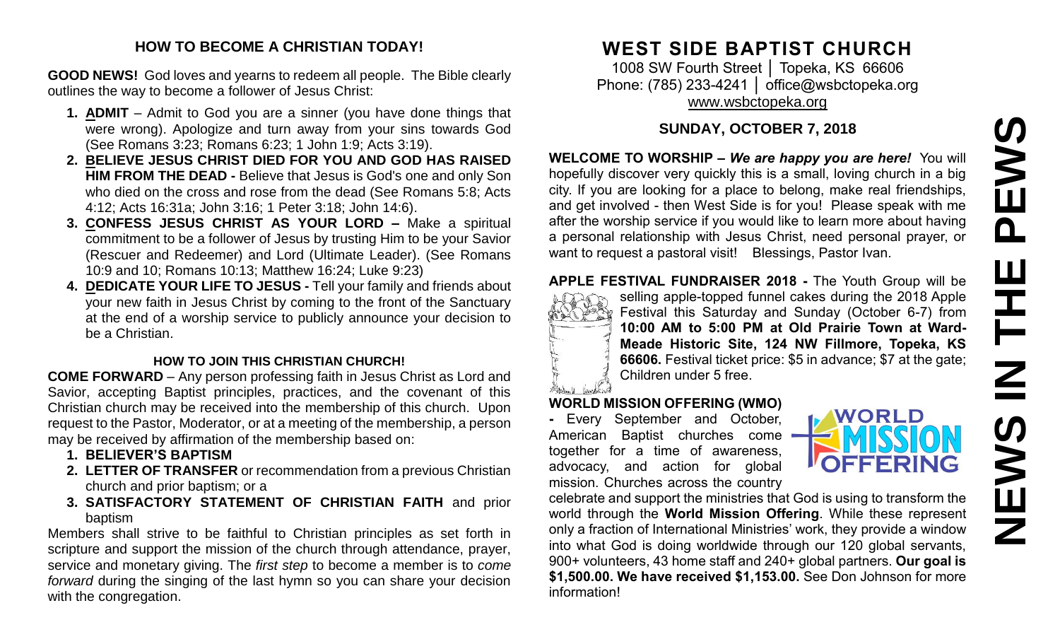## HOW TO BECOME A CHRISTIAN TODAY!

**GOOD NEWS!** God loves and yearns to redeem all people. The Bible clearly outlines the way to become a follower of Jesus Christ:

1. **ADMIT** – Admit to God you are a sinner (you have done things that were wrong). Apologize and turn away from your sins towards God (See Romans 3:23; Romans 6:23; 1 John 1:9; Acts 3:19).
2. **BELIEVE JESUS CHRIST DIED FOR YOU AND GOD HAS RAISED HIM FROM THE DEAD -** Believe that Jesus is God's one and only Son who died on the cross and rose from the dead (See Romans 5:8; Acts 4:12; Acts 16:31a; John 3:16; 1 Peter 3:18; John 14:6).
3. **CONFESS JESUS CHRIST AS YOUR LORD –** Make a spiritual commitment to be a follower of Jesus by trusting Him to be your Savior (Rescuer and Redeemer) and Lord (Ultimate Leader). (See Romans 10:9 and 10; Romans 10:13; Matthew 16:24; Luke 9:23)
4. **DEDICATE YOUR LIFE TO JESUS -** Tell your family and friends about your new faith in Jesus Christ by coming to the front of the Sanctuary at the end of a worship service to publicly announce your decision to be a Christian.

### HOW TO JOIN THIS CHRISTIAN CHURCH!

**COME FORWARD** – Any person professing faith in Jesus Christ as Lord and Savior, accepting Baptist principles, practices, and the covenant of this Christian church may be received into the membership of this church. Upon request to the Pastor, Moderator, or at a meeting of the membership, a person may be received by affirmation of the membership based on:

1. **BELIEVER'S BAPTISM**
2. **LETTER OF TRANSFER** or recommendation from a previous Christian church and prior baptism; or a
3. **SATISFACTORY STATEMENT OF CHRISTIAN FAITH** and prior baptism

Members shall strive to be faithful to Christian principles as set forth in scripture and support the mission of the church through attendance, prayer, service and monetary giving. The *first step* to become a member is to *come forward* during the singing of the last hymn so you can share your decision with the congregation.

# WEST SIDE BAPTIST CHURCH

1008 SW Fourth Street │ Topeka, KS 66606
Phone: (785) 233-4241 │ office@wsbctopeka.org
www.wsbctopeka.org

## SUNDAY, OCTOBER 7, 2018

# NEWS IN THE PEWS

**WELCOME TO WORSHIP –** ***We are happy you are here!*** You will hopefully discover very quickly this is a small, loving church in a big city. If you are looking for a place to belong, make real friendships, and get involved - then West Side is for you! Please speak with me after the worship service if you would like to learn more about having a personal relationship with Jesus Christ, need personal prayer, or want to request a pastoral visit! Blessings, Pastor Ivan.

**APPLE FESTIVAL FUNDRAISER 2018 -** The Youth Group will be selling apple-topped funnel cakes during the 2018 Apple Festival this Saturday and Sunday (October 6-7) from **10:00 AM to 5:00 PM at Old Prairie Town at Ward-Meade Historic Site, 124 NW Fillmore, Topeka, KS 66606.** Festival ticket price: $5 in advance; $7 at the gate; Children under 5 free.

**WORLD MISSION OFFERING (WMO) -** Every September and October, American Baptist churches come together for a time of awareness, advocacy, and action for global mission. Churches across the country celebrate and support the ministries that God is using to transform the world through the **World Mission Offering**. While these represent only a fraction of International Ministries' work, they provide a window into what God is doing worldwide through our 120 global servants, 900+ volunteers, 43 home staff and 240+ global partners. **Our goal is $1,500.00. We have received $1,153.00.** See Don Johnson for more information!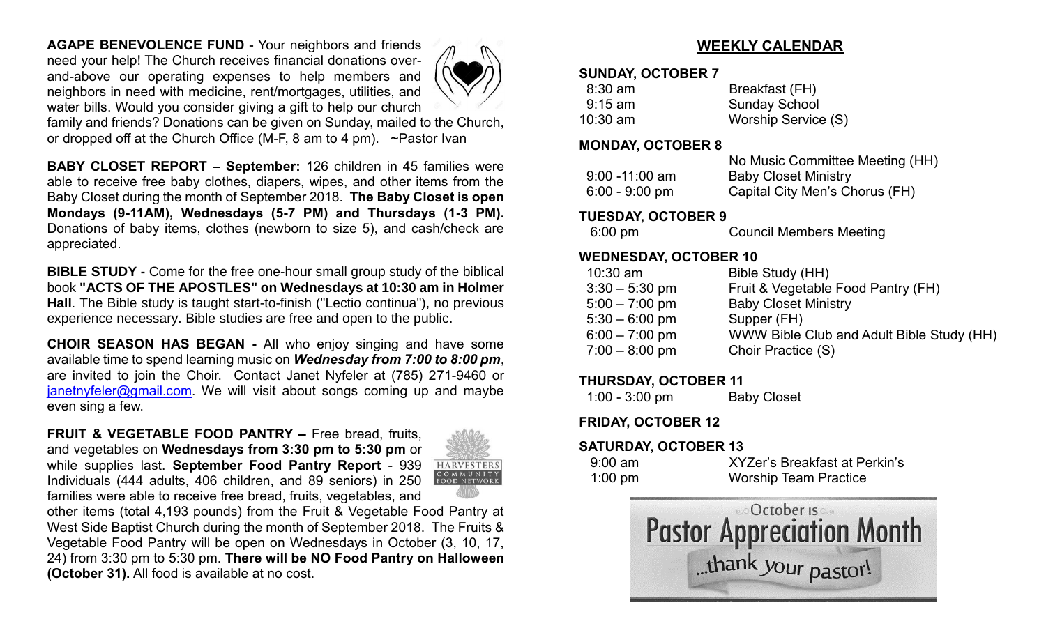**AGAPE BENEVOLENCE FUND** - Your neighbors and friends need your help! The Church receives financial donations over-and-above our operating expenses to help members and neighbors in need with medicine, rent/mortgages, utilities, and water bills. Would you consider giving a gift to help our church family and friends? Donations can be given on Sunday, mailed to the Church, or dropped off at the Church Office (M-F, 8 am to 4 pm). ~Pastor Ivan

**BABY CLOSET REPORT – September:** 126 children in 45 families were able to receive free baby clothes, diapers, wipes, and other items from the Baby Closet during the month of September 2018. **The Baby Closet is open Mondays (9-11AM), Wednesdays (5-7 PM) and Thursdays (1-3 PM).** Donations of baby items, clothes (newborn to size 5), and cash/check are appreciated.

**BIBLE STUDY -** Come for the free one-hour small group study of the biblical book **"ACTS OF THE APOSTLES" on Wednesdays at 10:30 am in Holmer Hall**. The Bible study is taught start-to-finish ("Lectio continua"), no previous experience necessary. Bible studies are free and open to the public.

**CHOIR SEASON HAS BEGAN -** All who enjoy singing and have some available time to spend learning music on ***Wednesday from 7:00 to 8:00 pm***, are invited to join the Choir. Contact Janet Nyfeler at (785) 271-9460 or janetnyfeler@gmail.com. We will visit about songs coming up and maybe even sing a few.

**FRUIT & VEGETABLE FOOD PANTRY –** Free bread, fruits, and vegetables on **Wednesdays from 3:30 pm to 5:30 pm** or while supplies last. **September Food Pantry Report** - 939 Individuals (444 adults, 406 children, and 89 seniors) in 250 families were able to receive free bread, fruits, vegetables, and other items (total 4,193 pounds) from the Fruit & Vegetable Food Pantry at West Side Baptist Church during the month of September 2018. The Fruits & Vegetable Food Pantry will be open on Wednesdays in October (3, 10, 17, 24) from 3:30 pm to 5:30 pm. **There will be NO Food Pantry on Halloween (October 31).** All food is available at no cost.

## WEEKLY CALENDAR

**SUNDAY, OCTOBER 7**

| | |
|---|---|
| 8:30 am | Breakfast (FH) |
| 9:15 am | Sunday School |
| 10:30 am | Worship Service (S) |

**MONDAY, OCTOBER 8**

| | |
|---|---|
| | No Music Committee Meeting (HH) |
| 9:00 -11:00 am | Baby Closet Ministry |
| 6:00 - 9:00 pm | Capital City Men's Chorus (FH) |

**TUESDAY, OCTOBER 9**

| | |
|---|---|
| 6:00 pm | Council Members Meeting |

**WEDNESDAY, OCTOBER 10**

| | |
|---|---|
| 10:30 am | Bible Study (HH) |
| 3:30 – 5:30 pm | Fruit & Vegetable Food Pantry (FH) |
| 5:00 – 7:00 pm | Baby Closet Ministry |
| 5:30 – 6:00 pm | Supper (FH) |
| 6:00 – 7:00 pm | WWW Bible Club and Adult Bible Study (HH) |
| 7:00 – 8:00 pm | Choir Practice (S) |

**THURSDAY, OCTOBER 11**

| | |
|---|---|
| 1:00 - 3:00 pm | Baby Closet |

**FRIDAY, OCTOBER 12**

**SATURDAY, OCTOBER 13**

| | |
|---|---|
| 9:00 am | XYZer's Breakfast at Perkin's |
| 1:00 pm | Worship Team Practice |

October is
**Pastor Appreciation Month**
...thank your pastor!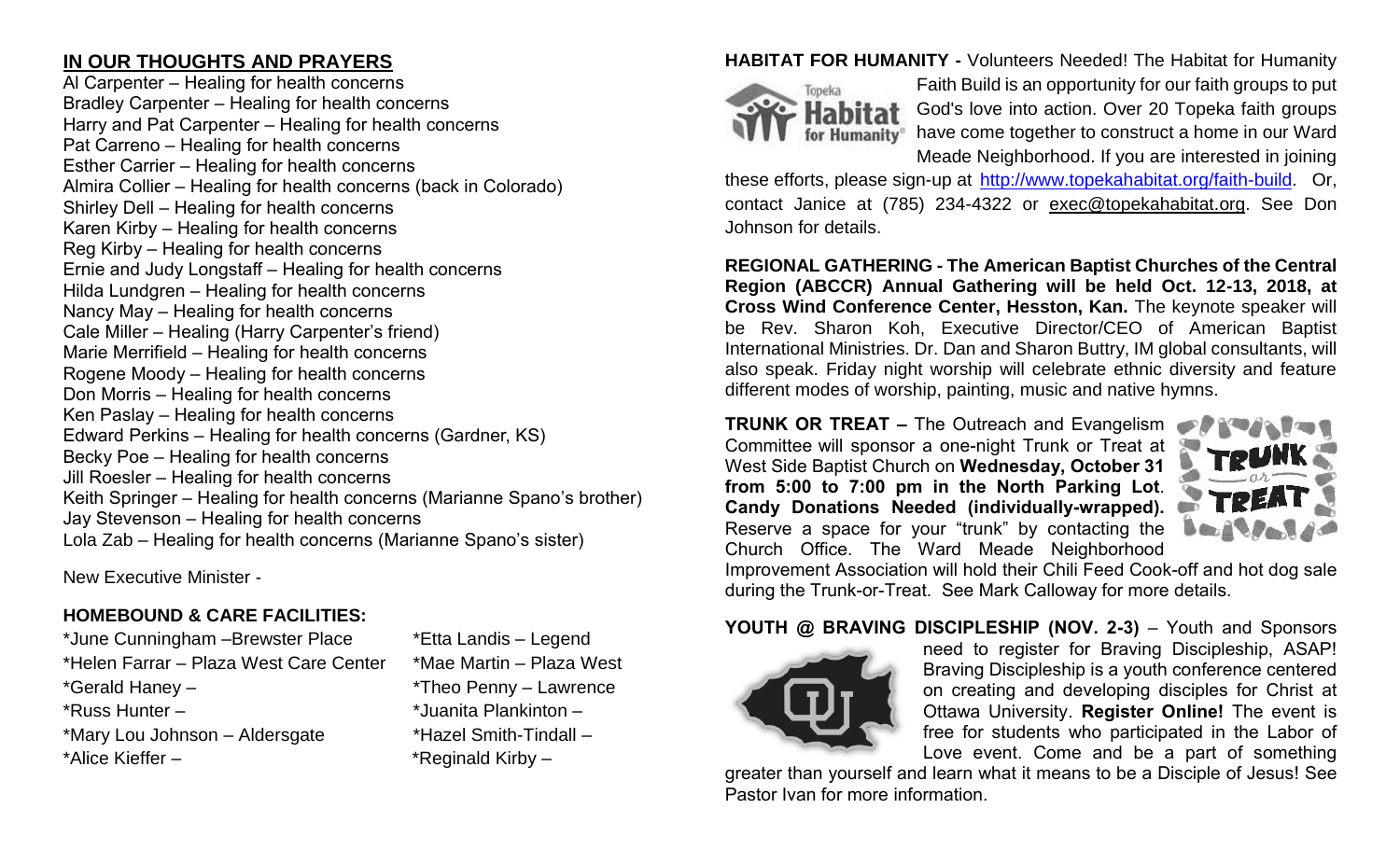## IN OUR THOUGHTS AND PRAYERS

Al Carpenter – Healing for health concerns
Bradley Carpenter – Healing for health concerns
Harry and Pat Carpenter – Healing for health concerns
Pat Carreno – Healing for health concerns
Esther Carrier – Healing for health concerns
Almira Collier – Healing for health concerns (back in Colorado)
Shirley Dell – Healing for health concerns
Karen Kirby – Healing for health concerns
Reg Kirby – Healing for health concerns
Ernie and Judy Longstaff – Healing for health concerns
Hilda Lundgren – Healing for health concerns
Nancy May – Healing for health concerns
Cale Miller – Healing (Harry Carpenter's friend)
Marie Merrifield – Healing for health concerns
Rogene Moody – Healing for health concerns
Don Morris – Healing for health concerns
Ken Paslay – Healing for health concerns
Edward Perkins – Healing for health concerns (Gardner, KS)
Becky Poe – Healing for health concerns
Jill Roesler – Healing for health concerns
Keith Springer – Healing for health concerns (Marianne Spano's brother)
Jay Stevenson – Healing for health concerns
Lola Zab – Healing for health concerns (Marianne Spano's sister)

New Executive Minister -

### HOMEBOUND & CARE FACILITIES:

*June Cunningham –Brewster Place
*Helen Farrar – Plaza West Care Center
*Gerald Haney –
*Russ Hunter –
*Mary Lou Johnson – Aldersgate
*Alice Kieffer –
*Etta Landis – Legend
*Mae Martin – Plaza West
*Theo Penny – Lawrence
*Juanita Plankinton –
*Hazel Smith-Tindall –
*Reginald Kirby –

**HABITAT FOR HUMANITY -** Volunteers Needed! The Habitat for Humanity Faith Build is an opportunity for our faith groups to put God's love into action. Over 20 Topeka faith groups have come together to construct a home in our Ward Meade Neighborhood. If you are interested in joining these efforts, please sign-up at http://www.topekahabitat.org/faith-build. Or, contact Janice at (785) 234-4322 or exec@topekahabitat.org. See Don Johnson for details.

**REGIONAL GATHERING - The American Baptist Churches of the Central Region (ABCCR) Annual Gathering will be held Oct. 12-13, 2018, at Cross Wind Conference Center, Hesston, Kan.** The keynote speaker will be Rev. Sharon Koh, Executive Director/CEO of American Baptist International Ministries. Dr. Dan and Sharon Buttry, IM global consultants, will also speak. Friday night worship will celebrate ethnic diversity and feature different modes of worship, painting, music and native hymns.

**TRUNK OR TREAT –** The Outreach and Evangelism Committee will sponsor a one-night Trunk or Treat at West Side Baptist Church on **Wednesday, October 31 from 5:00 to 7:00 pm in the North Parking Lot**. **Candy Donations Needed (individually-wrapped).** Reserve a space for your "trunk" by contacting the Church Office. The Ward Meade Neighborhood Improvement Association will hold their Chili Feed Cook-off and hot dog sale during the Trunk-or-Treat. See Mark Calloway for more details.

**YOUTH @ BRAVING DISCIPLESHIP (NOV. 2-3)** – Youth and Sponsors need to register for Braving Discipleship, ASAP! Braving Discipleship is a youth conference centered on creating and developing disciples for Christ at Ottawa University. **Register Online!** The event is free for students who participated in the Labor of Love event. Come and be a part of something greater than yourself and learn what it means to be a Disciple of Jesus! See Pastor Ivan for more information.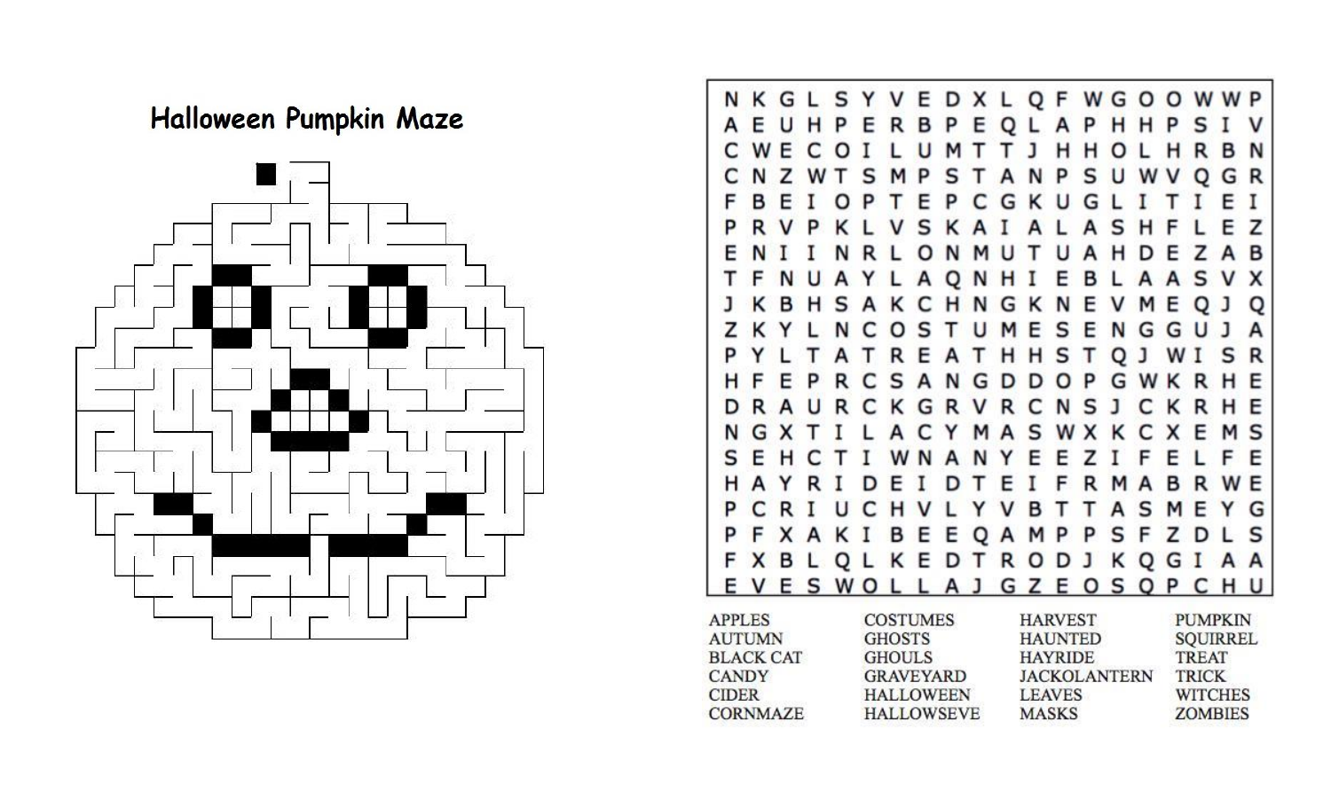# Halloween Pumpkin Maze

| | | | | | | | | | | | | | | | | | | | | |
|---|---|---|---|---|---|---|---|---|---|---|---|---|---|---|---|---|---|---|---|---|
| N | K | G | L | S | Y | V | E | D | X | L | Q | F | W | G | O | O | W | W | P |
| A | E | U | H | P | E | R | B | P | E | Q | L | A | P | H | H | P | S | I | V |
| C | W | E | C | O | I | L | U | M | T | T | J | H | H | O | L | H | R | B | N |
| C | N | Z | W | T | S | M | P | S | T | A | N | P | S | U | W | V | Q | G | R |
| F | B | E | I | O | P | T | E | P | C | G | K | U | G | L | I | T | I | E | I |
| P | R | V | P | K | L | V | S | K | A | I | A | L | A | S | H | F | L | E | Z |
| E | N | I | I | N | R | L | O | N | M | U | T | U | A | H | D | E | Z | A | B |
| T | F | N | U | A | Y | L | A | Q | N | H | I | E | B | L | A | A | S | V | X |
| J | K | B | H | S | A | K | C | H | N | G | K | N | E | V | M | E | Q | J | Q |
| Z | K | Y | L | N | C | O | S | T | U | M | E | S | E | N | G | G | U | J | A |
| P | Y | L | T | A | T | R | E | A | T | H | H | S | T | Q | J | W | I | S | R |
| H | F | E | P | R | C | S | A | N | G | D | D | O | P | G | W | K | R | H | E |
| D | R | A | U | R | C | K | G | R | V | R | C | N | S | J | C | K | R | H | E |
| N | G | X | T | I | L | A | C | Y | M | A | S | W | X | K | C | X | E | M | S |
| S | E | H | C | T | I | W | N | A | N | Y | E | E | Z | I | F | E | L | F | E |
| H | A | Y | R | I | D | E | I | D | T | E | I | F | R | M | A | B | R | W | E |
| P | C | R | I | U | C | H | V | L | Y | V | B | T | T | A | S | M | E | Y | G |
| P | F | X | A | K | I | B | E | E | Q | A | M | P | P | S | F | Z | D | L | S |
| F | X | B | L | Q | L | K | E | D | T | R | O | D | J | K | Q | G | I | A | A |
| E | V | E | S | W | O | L | L | A | J | G | Z | E | O | S | Q | P | C | H | U |

| | | | |
|---|---|---|---|
| APPLES | COSTUMES | HARVEST | PUMPKIN |
| AUTUMN | GHOSTS | HAUNTED | SQUIRREL |
| BLACK CAT | GHOULS | HAYRIDE | TREAT |
| CANDY | GRAVEYARD | JACKOLANTERN | TRICK |
| CIDER | HALLOWEEN | LEAVES | WITCHES |
| CORNMAZE | HALLOWSEVE | MASKS | ZOMBIES |